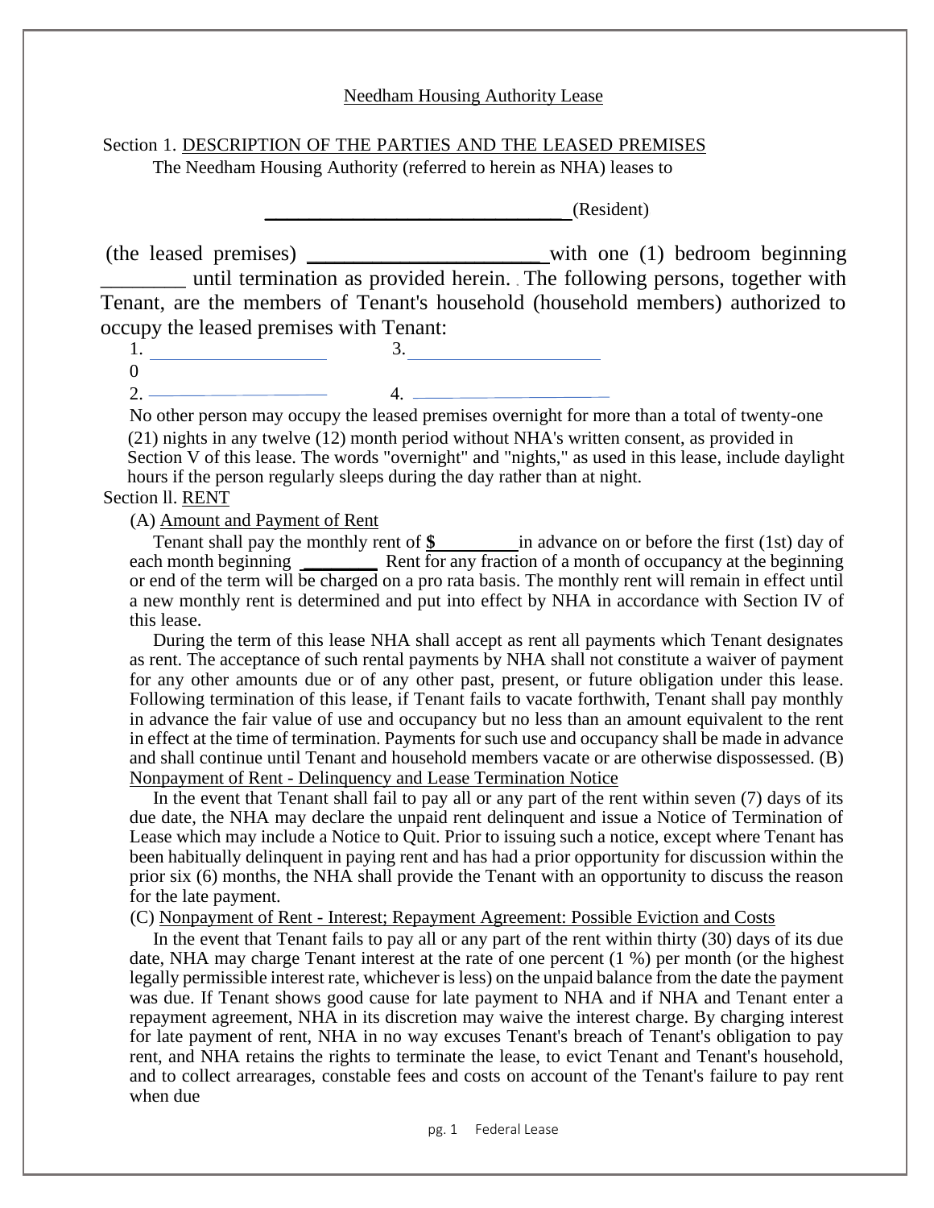# Needham Housing Authority Lease

## Section 1. DESCRIPTION OF THE PARTIES AND THE LEASED PREMISES

The Needham Housing Authority (referred to herein as NHA) leases to

______________________________ (Resident)

(the leased premises) ______________________ with one (1) bedroom beginning ________ until termination as provided herein. The following persons, together with Tenant, are the members of Tenant's household (household members) authorized to occupy the leased premises with Tenant:

1. ____________________ 3. ____________________
0
2. ____________________ 4. ____________________

No other person may occupy the leased premises overnight for more than a total of twenty-one (21) nights in any twelve (12) month period without NHA's written consent, as provided in Section V of this lease. The words "overnight" and "nights," as used in this lease, include daylight hours if the person regularly sleeps during the day rather than at night.

## Section ll. RENT

### (A) Amount and Payment of Rent

Tenant shall pay the monthly rent of **$** ________ in advance on or before the first (1st) day of each month beginning ________ Rent for any fraction of a month of occupancy at the beginning or end of the term will be charged on a pro rata basis. The monthly rent will remain in effect until a new monthly rent is determined and put into effect by NHA in accordance with Section IV of this lease.

During the term of this lease NHA shall accept as rent all payments which Tenant designates as rent. The acceptance of such rental payments by NHA shall not constitute a waiver of payment for any other amounts due or of any other past, present, or future obligation under this lease. Following termination of this lease, if Tenant fails to vacate forthwith, Tenant shall pay monthly in advance the fair value of use and occupancy but no less than an amount equivalent to the rent in effect at the time of termination. Payments for such use and occupancy shall be made in advance and shall continue until Tenant and household members vacate or are otherwise dispossessed.

### (B) Nonpayment of Rent - Delinquency and Lease Termination Notice

In the event that Tenant shall fail to pay all or any part of the rent within seven (7) days of its due date, the NHA may declare the unpaid rent delinquent and issue a Notice of Termination of Lease which may include a Notice to Quit. Prior to issuing such a notice, except where Tenant has been habitually delinquent in paying rent and has had a prior opportunity for discussion within the prior six (6) months, the NHA shall provide the Tenant with an opportunity to discuss the reason for the late payment.

### (C) Nonpayment of Rent - Interest; Repayment Agreement: Possible Eviction and Costs

In the event that Tenant fails to pay all or any part of the rent within thirty (30) days of its due date, NHA may charge Tenant interest at the rate of one percent (1 %) per month (or the highest legally permissible interest rate, whichever is less) on the unpaid balance from the date the payment was due. If Tenant shows good cause for late payment to NHA and if NHA and Tenant enter a repayment agreement, NHA in its discretion may waive the interest charge. By charging interest for late payment of rent, NHA in no way excuses Tenant's breach of Tenant's obligation to pay rent, and NHA retains the rights to terminate the lease, to evict Tenant and Tenant's household, and to collect arrearages, constable fees and costs on account of the Tenant's failure to pay rent when due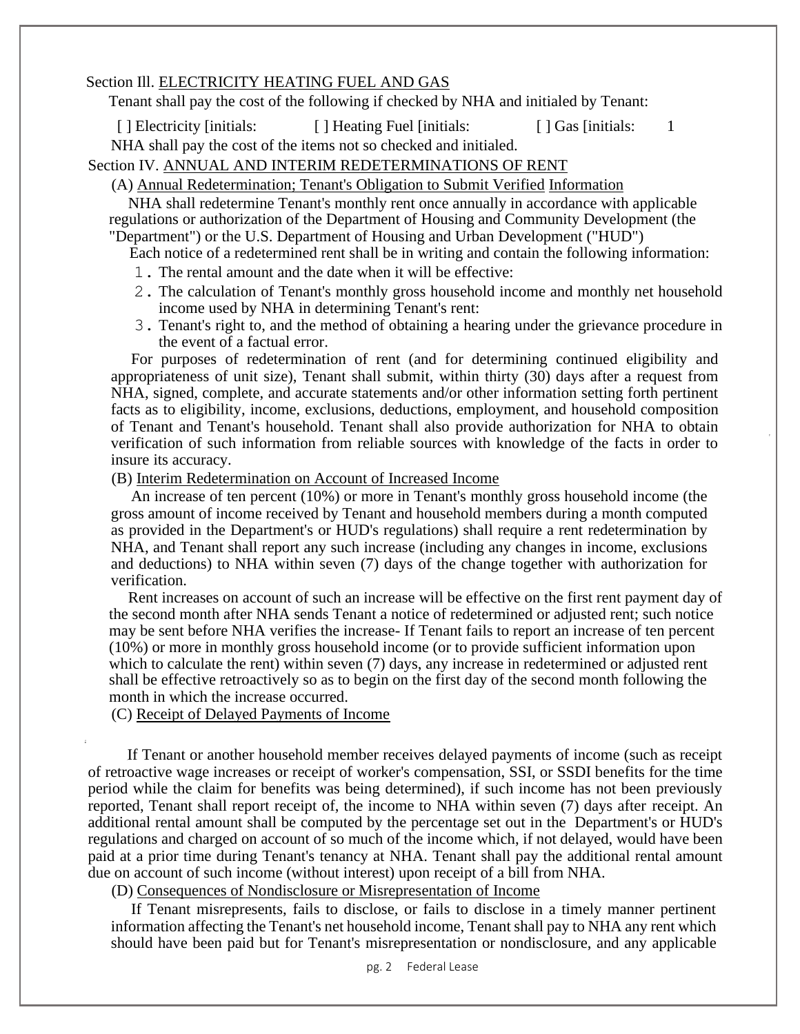Section Ill. ELECTRICITY HEATING FUEL AND GAS

Tenant shall pay the cost of the following if checked by NHA and initialed by Tenant:

[ ] Electricity [initials: [ ] Heating Fuel [initials: [ ] Gas [initials: 1

NHA shall pay the cost of the items not so checked and initialed.

Section IV. ANNUAL AND INTERIM REDETERMINATIONS OF RENT

(A) Annual Redetermination; Tenant's Obligation to Submit Verified Information

NHA shall redetermine Tenant's monthly rent once annually in accordance with applicable regulations or authorization of the Department of Housing and Community Development (the "Department") or the U.S. Department of Housing and Urban Development ("HUD")

Each notice of a redetermined rent shall be in writing and contain the following information:

1. The rental amount and the date when it will be effective:
2. The calculation of Tenant's monthly gross household income and monthly net household income used by NHA in determining Tenant's rent:
3. Tenant's right to, and the method of obtaining a hearing under the grievance procedure in the event of a factual error.

For purposes of redetermination of rent (and for determining continued eligibility and appropriateness of unit size), Tenant shall submit, within thirty (30) days after a request from NHA, signed, complete, and accurate statements and/or other information setting forth pertinent facts as to eligibility, income, exclusions, deductions, employment, and household composition of Tenant and Tenant's household. Tenant shall also provide authorization for NHA to obtain verification of such information from reliable sources with knowledge of the facts in order to insure its accuracy.

(B) Interim Redetermination on Account of Increased Income

An increase of ten percent (10%) or more in Tenant's monthly gross household income (the gross amount of income received by Tenant and household members during a month computed as provided in the Department's or HUD's regulations) shall require a rent redetermination by NHA, and Tenant shall report any such increase (including any changes in income, exclusions and deductions) to NHA within seven (7) days of the change together with authorization for verification.

Rent increases on account of such an increase will be effective on the first rent payment day of the second month after NHA sends Tenant a notice of redetermined or adjusted rent; such notice may be sent before NHA verifies the increase- If Tenant fails to report an increase of ten percent (10%) or more in monthly gross household income (or to provide sufficient information upon which to calculate the rent) within seven (7) days, any increase in redetermined or adjusted rent shall be effective retroactively so as to begin on the first day of the second month following the month in which the increase occurred.

(C) Receipt of Delayed Payments of Income

If Tenant or another household member receives delayed payments of income (such as receipt of retroactive wage increases or receipt of worker's compensation, SSI, or SSDI benefits for the time period while the claim for benefits was being determined), if such income has not been previously reported, Tenant shall report receipt of, the income to NHA within seven (7) days after receipt. An additional rental amount shall be computed by the percentage set out in the Department's or HUD's regulations and charged on account of so much of the income which, if not delayed, would have been paid at a prior time during Tenant's tenancy at NHA. Tenant shall pay the additional rental amount due on account of such income (without interest) upon receipt of a bill from NHA.

(D) Consequences of Nondisclosure or Misrepresentation of Income

If Tenant misrepresents, fails to disclose, or fails to disclose in a timely manner pertinent information affecting the Tenant's net household income, Tenant shall pay to NHA any rent which should have been paid but for Tenant's misrepresentation or nondisclosure, and any applicable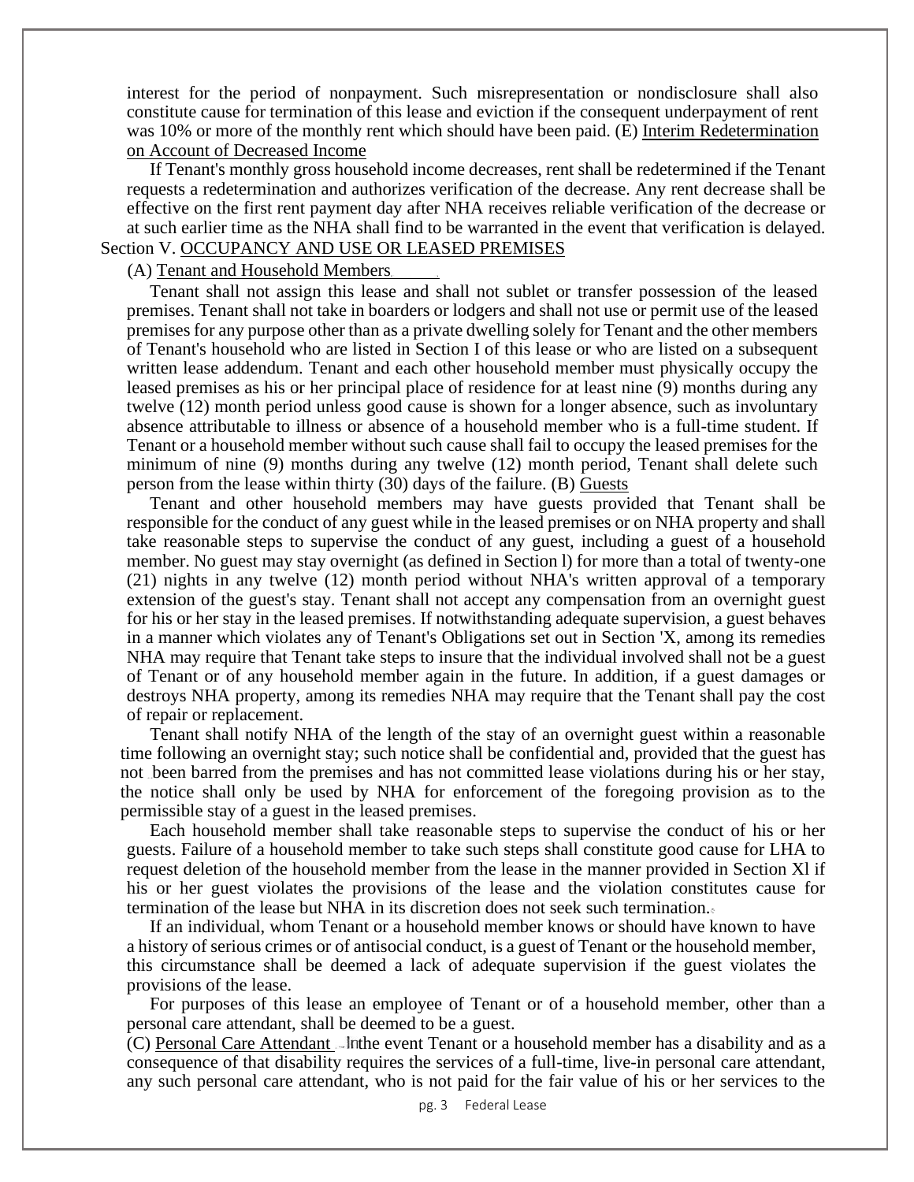interest for the period of nonpayment. Such misrepresentation or nondisclosure shall also constitute cause for termination of this lease and eviction if the consequent underpayment of rent was 10% or more of the monthly rent which should have been paid. (E) Interim Redetermination on Account of Decreased Income

If Tenant's monthly gross household income decreases, rent shall be redetermined if the Tenant requests a redetermination and authorizes verification of the decrease. Any rent decrease shall be effective on the first rent payment day after NHA receives reliable verification of the decrease or at such earlier time as the NHA shall find to be warranted in the event that verification is delayed.

Section V. OCCUPANCY AND USE OR LEASED PREMISES

(A) Tenant and Household Members

Tenant shall not assign this lease and shall not sublet or transfer possession of the leased premises. Tenant shall not take in boarders or lodgers and shall not use or permit use of the leased premises for any purpose other than as a private dwelling solely for Tenant and the other members of Tenant's household who are listed in Section I of this lease or who are listed on a subsequent written lease addendum. Tenant and each other household member must physically occupy the leased premises as his or her principal place of residence for at least nine (9) months during any twelve (12) month period unless good cause is shown for a longer absence, such as involuntary absence attributable to illness or absence of a household member who is a full-time student. If Tenant or a household member without such cause shall fail to occupy the leased premises for the minimum of nine (9) months during any twelve (12) month period, Tenant shall delete such person from the lease within thirty (30) days of the failure. (B) Guests

Tenant and other household members may have guests provided that Tenant shall be responsible for the conduct of any guest while in the leased premises or on NHA property and shall take reasonable steps to supervise the conduct of any guest, including a guest of a household member. No guest may stay overnight (as defined in Section l) for more than a total of twenty-one (21) nights in any twelve (12) month period without NHA's written approval of a temporary extension of the guest's stay. Tenant shall not accept any compensation from an overnight guest for his or her stay in the leased premises. If notwithstanding adequate supervision, a guest behaves in a manner which violates any of Tenant's Obligations set out in Section 'X, among its remedies NHA may require that Tenant take steps to insure that the individual involved shall not be a guest of Tenant or of any household member again in the future. In addition, if a guest damages or destroys NHA property, among its remedies NHA may require that the Tenant shall pay the cost of repair or replacement.

Tenant shall notify NHA of the length of the stay of an overnight guest within a reasonable time following an overnight stay; such notice shall be confidential and, provided that the guest has not been barred from the premises and has not committed lease violations during his or her stay, the notice shall only be used by NHA for enforcement of the foregoing provision as to the permissible stay of a guest in the leased premises.

Each household member shall take reasonable steps to supervise the conduct of his or her guests. Failure of a household member to take such steps shall constitute good cause for LHA to request deletion of the household member from the lease in the manner provided in Section Xl if his or her guest violates the provisions of the lease and the violation constitutes cause for termination of the lease but NHA in its discretion does not seek such termination.

If an individual, whom Tenant or a household member knows or should have known to have a history of serious crimes or of antisocial conduct, is a guest of Tenant or the household member, this circumstance shall be deemed a lack of adequate supervision if the guest violates the provisions of the lease.

For purposes of this lease an employee of Tenant or of a household member, other than a personal care attendant, shall be deemed to be a guest.

(C) Personal Care Attendant In the event Tenant or a household member has a disability and as a consequence of that disability requires the services of a full-time, live-in personal care attendant, any such personal care attendant, who is not paid for the fair value of his or her services to the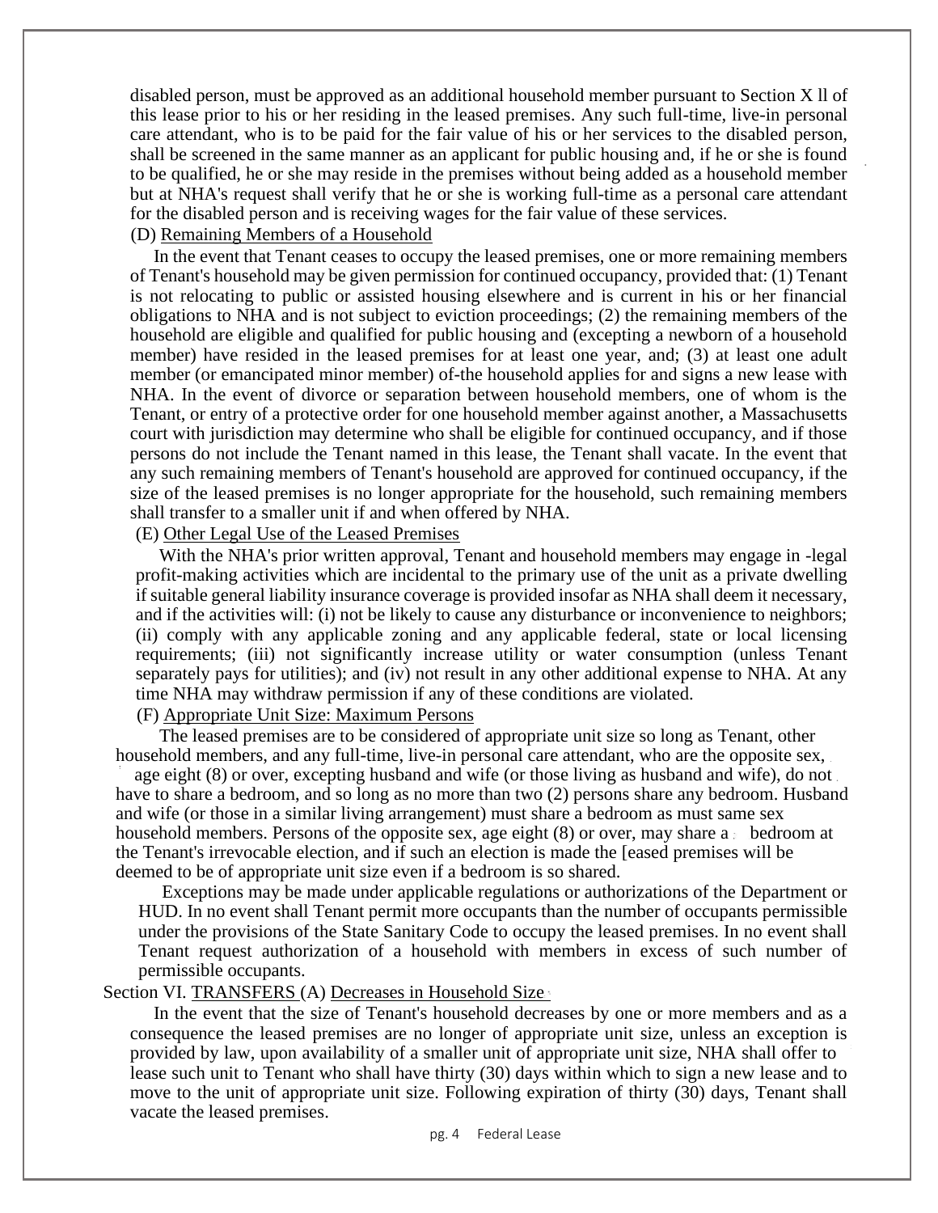disabled person, must be approved as an additional household member pursuant to Section X ll of this lease prior to his or her residing in the leased premises. Any such full-time, live-in personal care attendant, who is to be paid for the fair value of his or her services to the disabled person, shall be screened in the same manner as an applicant for public housing and, if he or she is found to be qualified, he or she may reside in the premises without being added as a household member but at NHA's request shall verify that he or she is working full-time as a personal care attendant for the disabled person and is receiving wages for the fair value of these services.

(D) Remaining Members of a Household

In the event that Tenant ceases to occupy the leased premises, one or more remaining members of Tenant's household may be given permission for continued occupancy, provided that: (1) Tenant is not relocating to public or assisted housing elsewhere and is current in his or her financial obligations to NHA and is not subject to eviction proceedings; (2) the remaining members of the household are eligible and qualified for public housing and (excepting a newborn of a household member) have resided in the leased premises for at least one year, and; (3) at least one adult member (or emancipated minor member) of-the household applies for and signs a new lease with NHA. In the event of divorce or separation between household members, one of whom is the Tenant, or entry of a protective order for one household member against another, a Massachusetts court with jurisdiction may determine who shall be eligible for continued occupancy, and if those persons do not include the Tenant named in this lease, the Tenant shall vacate. In the event that any such remaining members of Tenant's household are approved for continued occupancy, if the size of the leased premises is no longer appropriate for the household, such remaining members shall transfer to a smaller unit if and when offered by NHA.

(E) Other Legal Use of the Leased Premises

With the NHA's prior written approval, Tenant and household members may engage in -legal profit-making activities which are incidental to the primary use of the unit as a private dwelling if suitable general liability insurance coverage is provided insofar as NHA shall deem it necessary, and if the activities will: (i) not be likely to cause any disturbance or inconvenience to neighbors; (ii) comply with any applicable zoning and any applicable federal, state or local licensing requirements; (iii) not significantly increase utility or water consumption (unless Tenant separately pays for utilities); and (iv) not result in any other additional expense to NHA. At any time NHA may withdraw permission if any of these conditions are violated.

(F) Appropriate Unit Size: Maximum Persons

The leased premises are to be considered of appropriate unit size so long as Tenant, other household members, and any full-time, live-in personal care attendant, who are the opposite sex, age eight (8) or over, excepting husband and wife (or those living as husband and wife), do not have to share a bedroom, and so long as no more than two (2) persons share any bedroom. Husband and wife (or those in a similar living arrangement) must share a bedroom as must same sex household members. Persons of the opposite sex, age eight (8) or over, may share a bedroom at the Tenant's irrevocable election, and if such an election is made the [eased premises will be deemed to be of appropriate unit size even if a bedroom is so shared.

Exceptions may be made under applicable regulations or authorizations of the Department or HUD. In no event shall Tenant permit more occupants than the number of occupants permissible under the provisions of the State Sanitary Code to occupy the leased premises. In no event shall Tenant request authorization of a household with members in excess of such number of permissible occupants.

Section VI. TRANSFERS (A) Decreases in Household Size

In the event that the size of Tenant's household decreases by one or more members and as a consequence the leased premises are no longer of appropriate unit size, unless an exception is provided by law, upon availability of a smaller unit of appropriate unit size, NHA shall offer to lease such unit to Tenant who shall have thirty (30) days within which to sign a new lease and to move to the unit of appropriate unit size. Following expiration of thirty (30) days, Tenant shall vacate the leased premises.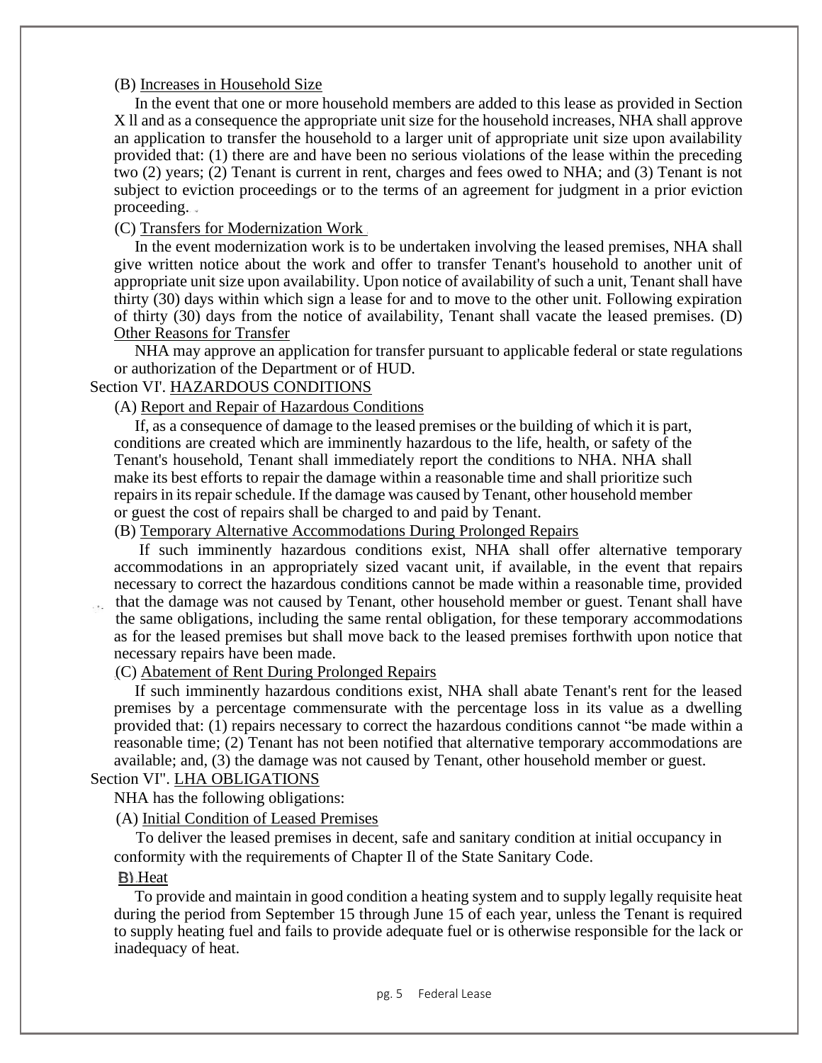(B) Increases in Household Size

In the event that one or more household members are added to this lease as provided in Section X ll and as a consequence the appropriate unit size for the household increases, NHA shall approve an application to transfer the household to a larger unit of appropriate unit size upon availability provided that: (1) there are and have been no serious violations of the lease within the preceding two (2) years; (2) Tenant is current in rent, charges and fees owed to NHA; and (3) Tenant is not subject to eviction proceedings or to the terms of an agreement for judgment in a prior eviction proceeding.

(C) Transfers for Modernization Work

In the event modernization work is to be undertaken involving the leased premises, NHA shall give written notice about the work and offer to transfer Tenant's household to another unit of appropriate unit size upon availability. Upon notice of availability of such a unit, Tenant shall have thirty (30) days within which sign a lease for and to move to the other unit. Following expiration of thirty (30) days from the notice of availability, Tenant shall vacate the leased premises.

(D) Other Reasons for Transfer

NHA may approve an application for transfer pursuant to applicable federal or state regulations or authorization of the Department or of HUD.

Section VI'. HAZARDOUS CONDITIONS

(A) Report and Repair of Hazardous Conditions

If, as a consequence of damage to the leased premises or the building of which it is part, conditions are created which are imminently hazardous to the life, health, or safety of the Tenant's household, Tenant shall immediately report the conditions to NHA. NHA shall make its best efforts to repair the damage within a reasonable time and shall prioritize such repairs in its repair schedule. If the damage was caused by Tenant, other household member or guest the cost of repairs shall be charged to and paid by Tenant.

(B) Temporary Alternative Accommodations During Prolonged Repairs

If such imminently hazardous conditions exist, NHA shall offer alternative temporary accommodations in an appropriately sized vacant unit, if available, in the event that repairs necessary to correct the hazardous conditions cannot be made within a reasonable time, provided that the damage was not caused by Tenant, other household member or guest. Tenant shall have the same obligations, including the same rental obligation, for these temporary accommodations as for the leased premises but shall move back to the leased premises forthwith upon notice that necessary repairs have been made.

(C) Abatement of Rent During Prolonged Repairs

If such imminently hazardous conditions exist, NHA shall abate Tenant's rent for the leased premises by a percentage commensurate with the percentage loss in its value as a dwelling provided that: (1) repairs necessary to correct the hazardous conditions cannot "be made within a reasonable time; (2) Tenant has not been notified that alternative temporary accommodations are available; and, (3) the damage was not caused by Tenant, other household member or guest.

Section VI". LHA OBLIGATIONS

NHA has the following obligations:

(A) Initial Condition of Leased Premises

To deliver the leased premises in decent, safe and sanitary condition at initial occupancy in conformity with the requirements of Chapter Il of the State Sanitary Code.

B) Heat

To provide and maintain in good condition a heating system and to supply legally requisite heat during the period from September 15 through June 15 of each year, unless the Tenant is required to supply heating fuel and fails to provide adequate fuel or is otherwise responsible for the lack or inadequacy of heat.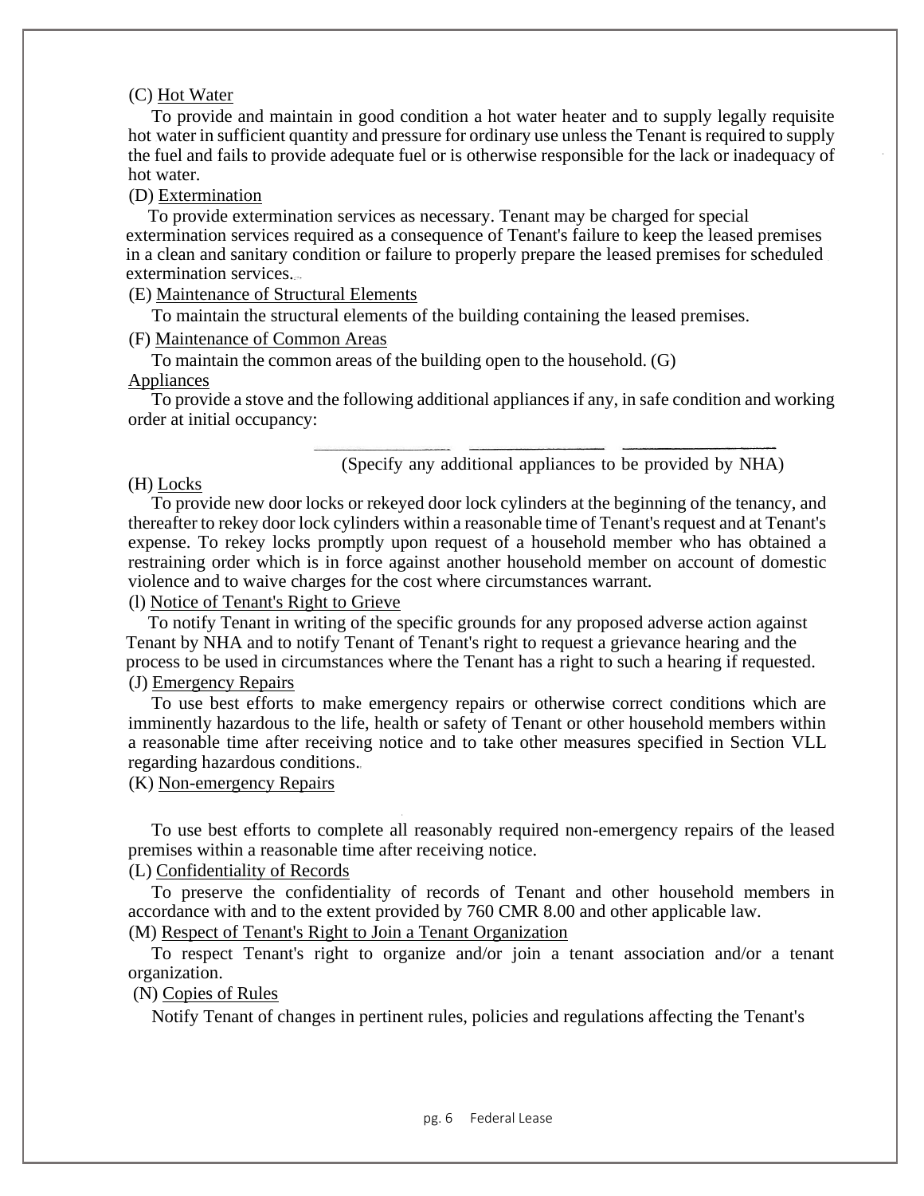(C) Hot Water

To provide and maintain in good condition a hot water heater and to supply legally requisite hot water in sufficient quantity and pressure for ordinary use unless the Tenant is required to supply the fuel and fails to provide adequate fuel or is otherwise responsible for the lack or inadequacy of hot water.

(D) Extermination

To provide extermination services as necessary. Tenant may be charged for special extermination services required as a consequence of Tenant's failure to keep the leased premises in a clean and sanitary condition or failure to properly prepare the leased premises for scheduled extermination services.

(E) Maintenance of Structural Elements

To maintain the structural elements of the building containing the leased premises.

(F) Maintenance of Common Areas

To maintain the common areas of the building open to the household.

(G) Appliances

To provide a stove and the following additional appliances if any, in safe condition and working order at initial occupancy:

\_\_\_\_\_\_\_\_\_\_\_\_\_\_\_\_ \_\_\_\_\_\_\_\_\_\_\_\_\_\_\_\_ \_\_\_\_\_\_\_\_\_\_\_\_\_\_\_\_\_\_

(Specify any additional appliances to be provided by NHA)

(H) Locks

To provide new door locks or rekeyed door lock cylinders at the beginning of the tenancy, and thereafter to rekey door lock cylinders within a reasonable time of Tenant's request and at Tenant's expense. To rekey locks promptly upon request of a household member who has obtained a restraining order which is in force against another household member on account of domestic violence and to waive charges for the cost where circumstances warrant.

(l) Notice of Tenant's Right to Grieve

To notify Tenant in writing of the specific grounds for any proposed adverse action against Tenant by NHA and to notify Tenant of Tenant's right to request a grievance hearing and the process to be used in circumstances where the Tenant has a right to such a hearing if requested.

(J) Emergency Repairs

To use best efforts to make emergency repairs or otherwise correct conditions which are imminently hazardous to the life, health or safety of Tenant or other household members within a reasonable time after receiving notice and to take other measures specified in Section VLL regarding hazardous conditions.

(K) Non-emergency Repairs

To use best efforts to complete all reasonably required non-emergency repairs of the leased premises within a reasonable time after receiving notice.

(L) Confidentiality of Records

To preserve the confidentiality of records of Tenant and other household members in accordance with and to the extent provided by 760 CMR 8.00 and other applicable law.

(M) Respect of Tenant's Right to Join a Tenant Organization

To respect Tenant's right to organize and/or join a tenant association and/or a tenant organization.

(N) Copies of Rules

Notify Tenant of changes in pertinent rules, policies and regulations affecting the Tenant's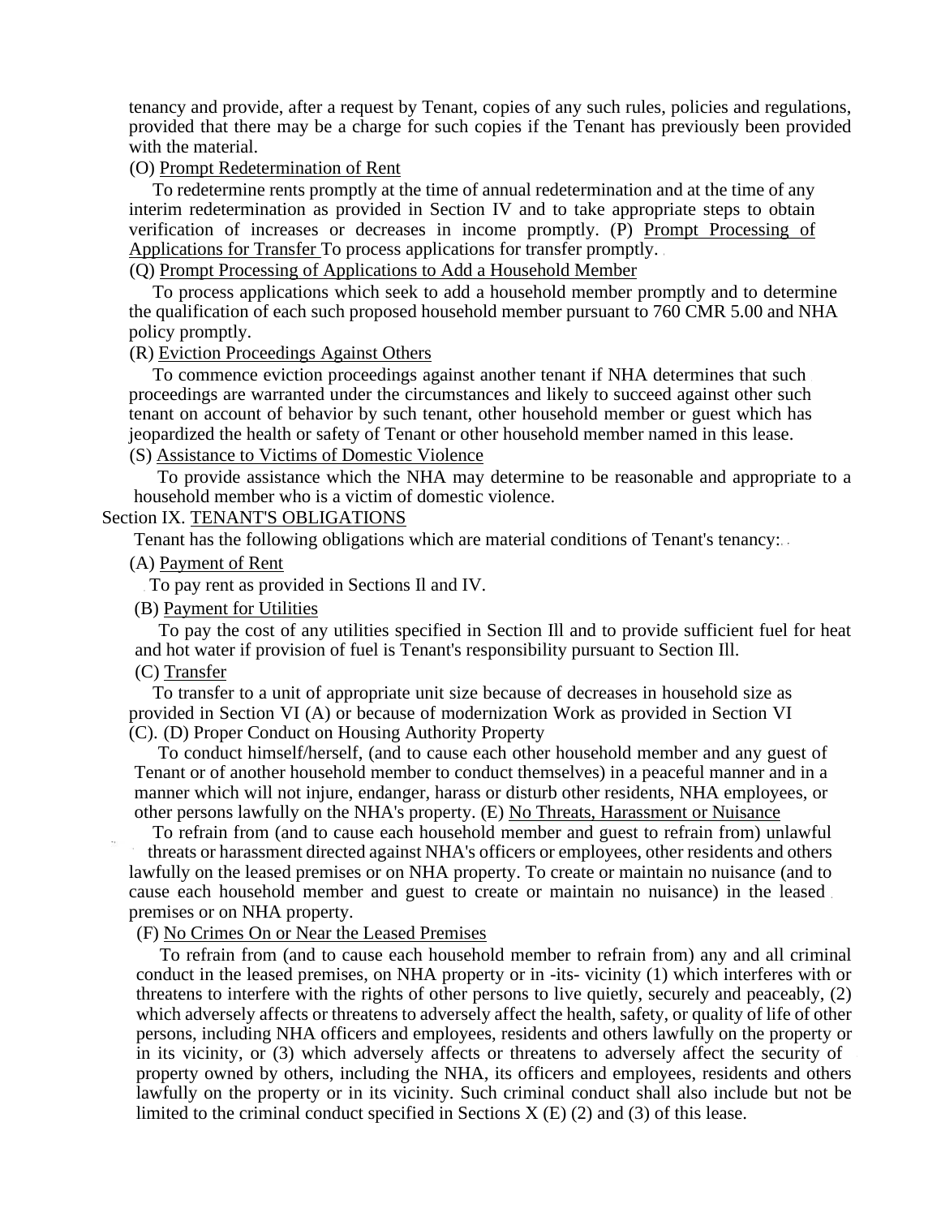tenancy and provide, after a request by Tenant, copies of any such rules, policies and regulations, provided that there may be a charge for such copies if the Tenant has previously been provided with the material.

(O) Prompt Redetermination of Rent

To redetermine rents promptly at the time of annual redetermination and at the time of any interim redetermination as provided in Section IV and to take appropriate steps to obtain verification of increases or decreases in income promptly.

(P) Prompt Processing of Applications for Transfer

To process applications for transfer promptly.

(Q) Prompt Processing of Applications to Add a Household Member

To process applications which seek to add a household member promptly and to determine the qualification of each such proposed household member pursuant to 760 CMR 5.00 and NHA policy promptly.

(R) Eviction Proceedings Against Others

To commence eviction proceedings against another tenant if NHA determines that such proceedings are warranted under the circumstances and likely to succeed against other such tenant on account of behavior by such tenant, other household member or guest which has jeopardized the health or safety of Tenant or other household member named in this lease.

(S) Assistance to Victims of Domestic Violence

To provide assistance which the NHA may determine to be reasonable and appropriate to a household member who is a victim of domestic violence.

## Section IX. TENANT'S OBLIGATIONS

Tenant has the following obligations which are material conditions of Tenant's tenancy:

(A) Payment of Rent

To pay rent as provided in Sections II and IV.

(B) Payment for Utilities

To pay the cost of any utilities specified in Section III and to provide sufficient fuel for heat and hot water if provision of fuel is Tenant's responsibility pursuant to Section III.

(C) Transfer

To transfer to a unit of appropriate unit size because of decreases in household size as provided in Section VI (A) or because of modernization Work as provided in Section VI (C).

(D) Proper Conduct on Housing Authority Property

To conduct himself/herself, (and to cause each other household member and any guest of Tenant or of another household member to conduct themselves) in a peaceful manner and in a manner which will not injure, endanger, harass or disturb other residents, NHA employees, or other persons lawfully on the NHA's property.

(E) No Threats, Harassment or Nuisance

To refrain from (and to cause each household member and guest to refrain from) unlawful threats or harassment directed against NHA's officers or employees, other residents and others lawfully on the leased premises or on NHA property. To create or maintain no nuisance (and to cause each household member and guest to create or maintain no nuisance) in the leased premises or on NHA property.

(F) No Crimes On or Near the Leased Premises

To refrain from (and to cause each household member to refrain from) any and all criminal conduct in the leased premises, on NHA property or in -its- vicinity (1) which interferes with or threatens to interfere with the rights of other persons to live quietly, securely and peaceably, (2) which adversely affects or threatens to adversely affect the health, safety, or quality of life of other persons, including NHA officers and employees, residents and others lawfully on the property or in its vicinity, or (3) which adversely affects or threatens to adversely affect the security of property owned by others, including the NHA, its officers and employees, residents and others lawfully on the property or in its vicinity. Such criminal conduct shall also include but not be limited to the criminal conduct specified in Sections X (E) (2) and (3) of this lease.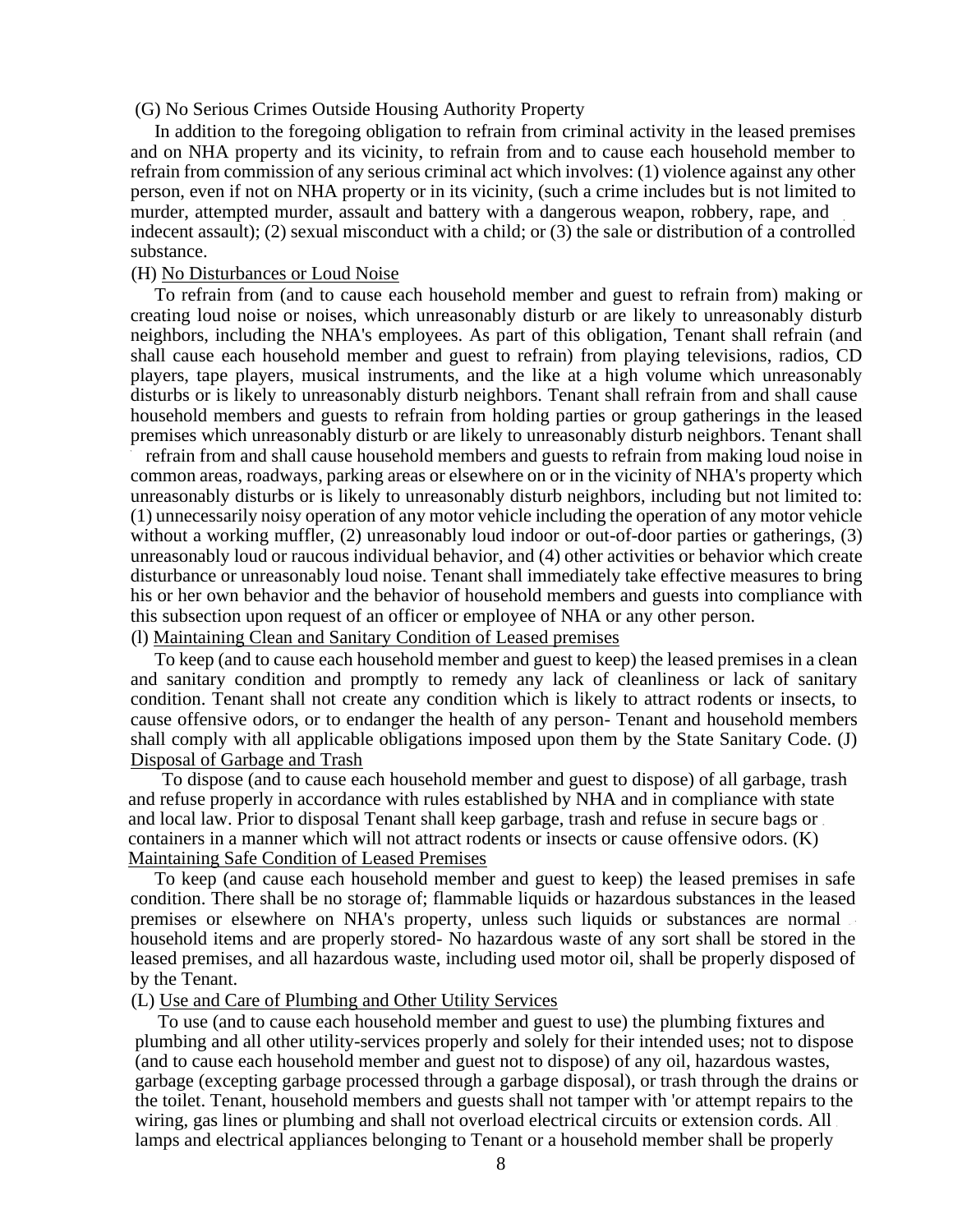(G) No Serious Crimes Outside Housing Authority Property

In addition to the foregoing obligation to refrain from criminal activity in the leased premises and on NHA property and its vicinity, to refrain from and to cause each household member to refrain from commission of any serious criminal act which involves: (1) violence against any other person, even if not on NHA property or in its vicinity, (such a crime includes but is not limited to murder, attempted murder, assault and battery with a dangerous weapon, robbery, rape, and indecent assault); (2) sexual misconduct with a child; or (3) the sale or distribution of a controlled substance.

(H) No Disturbances or Loud Noise

To refrain from (and to cause each household member and guest to refrain from) making or creating loud noise or noises, which unreasonably disturb or are likely to unreasonably disturb neighbors, including the NHA's employees. As part of this obligation, Tenant shall refrain (and shall cause each household member and guest to refrain) from playing televisions, radios, CD players, tape players, musical instruments, and the like at a high volume which unreasonably disturbs or is likely to unreasonably disturb neighbors. Tenant shall refrain from and shall cause household members and guests to refrain from holding parties or group gatherings in the leased premises which unreasonably disturb or are likely to unreasonably disturb neighbors. Tenant shall refrain from and shall cause household members and guests to refrain from making loud noise in common areas, roadways, parking areas or elsewhere on or in the vicinity of NHA's property which unreasonably disturbs or is likely to unreasonably disturb neighbors, including but not limited to: (1) unnecessarily noisy operation of any motor vehicle including the operation of any motor vehicle without a working muffler, (2) unreasonably loud indoor or out-of-door parties or gatherings, (3) unreasonably loud or raucous individual behavior, and (4) other activities or behavior which create disturbance or unreasonably loud noise. Tenant shall immediately take effective measures to bring his or her own behavior and the behavior of household members and guests into compliance with this subsection upon request of an officer or employee of NHA or any other person.

(l) Maintaining Clean and Sanitary Condition of Leased premises

To keep (and to cause each household member and guest to keep) the leased premises in a clean and sanitary condition and promptly to remedy any lack of cleanliness or lack of sanitary condition. Tenant shall not create any condition which is likely to attract rodents or insects, to cause offensive odors, or to endanger the health of any person- Tenant and household members shall comply with all applicable obligations imposed upon them by the State Sanitary Code.

(J) Disposal of Garbage and Trash

To dispose (and to cause each household member and guest to dispose) of all garbage, trash and refuse properly in accordance with rules established by NHA and in compliance with state and local law. Prior to disposal Tenant shall keep garbage, trash and refuse in secure bags or containers in a manner which will not attract rodents or insects or cause offensive odors.

(K) Maintaining Safe Condition of Leased Premises

To keep (and cause each household member and guest to keep) the leased premises in safe condition. There shall be no storage of; flammable liquids or hazardous substances in the leased premises or elsewhere on NHA's property, unless such liquids or substances are normal household items and are properly stored- No hazardous waste of any sort shall be stored in the leased premises, and all hazardous waste, including used motor oil, shall be properly disposed of by the Tenant.

(L) Use and Care of Plumbing and Other Utility Services

To use (and to cause each household member and guest to use) the plumbing fixtures and plumbing and all other utility-services properly and solely for their intended uses; not to dispose (and to cause each household member and guest not to dispose) of any oil, hazardous wastes, garbage (excepting garbage processed through a garbage disposal), or trash through the drains or the toilet. Tenant, household members and guests shall not tamper with 'or attempt repairs to the wiring, gas lines or plumbing and shall not overload electrical circuits or extension cords. All lamps and electrical appliances belonging to Tenant or a household member shall be properly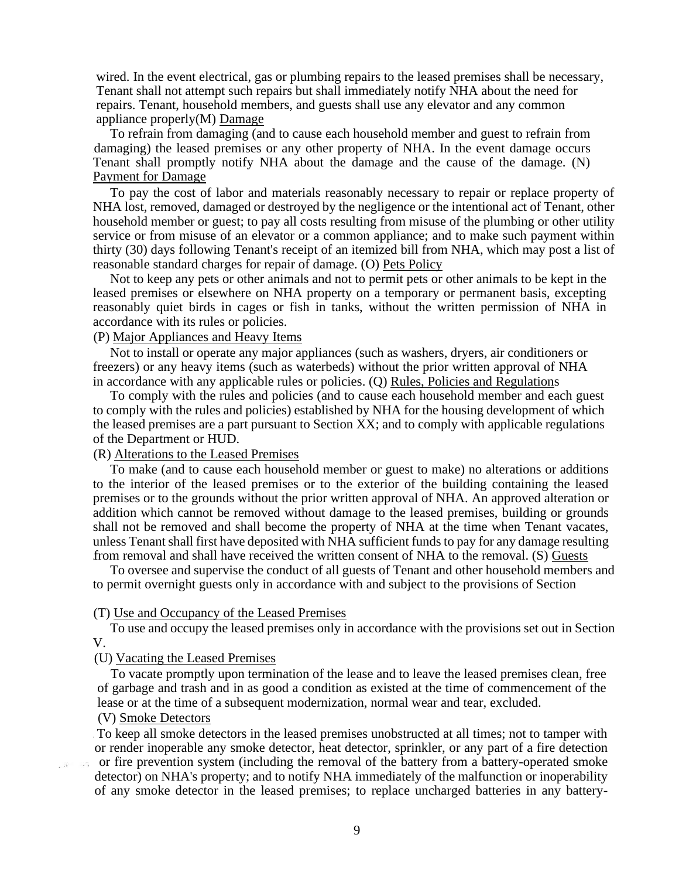wired. In the event electrical, gas or plumbing repairs to the leased premises shall be necessary, Tenant shall not attempt such repairs but shall immediately notify NHA about the need for repairs. Tenant, household members, and guests shall use any elevator and any common appliance properly

(M) Damage

To refrain from damaging (and to cause each household member and guest to refrain from damaging) the leased premises or any other property of NHA. In the event damage occurs Tenant shall promptly notify NHA about the damage and the cause of the damage.

(N) Payment for Damage

To pay the cost of labor and materials reasonably necessary to repair or replace property of NHA lost, removed, damaged or destroyed by the negligence or the intentional act of Tenant, other household member or guest; to pay all costs resulting from misuse of the plumbing or other utility service or from misuse of an elevator or a common appliance; and to make such payment within thirty (30) days following Tenant's receipt of an itemized bill from NHA, which may post a list of reasonable standard charges for repair of damage.

(O) Pets Policy

Not to keep any pets or other animals and not to permit pets or other animals to be kept in the leased premises or elsewhere on NHA property on a temporary or permanent basis, excepting reasonably quiet birds in cages or fish in tanks, without the written permission of NHA in accordance with its rules or policies.

(P) Major Appliances and Heavy Items

Not to install or operate any major appliances (such as washers, dryers, air conditioners or freezers) or any heavy items (such as waterbeds) without the prior written approval of NHA in accordance with any applicable rules or policies.

(Q) Rules, Policies and Regulations

To comply with the rules and policies (and to cause each household member and each guest to comply with the rules and policies) established by NHA for the housing development of which the leased premises are a part pursuant to Section XX; and to comply with applicable regulations of the Department or HUD.

(R) Alterations to the Leased Premises

To make (and to cause each household member or guest to make) no alterations or additions to the interior of the leased premises or to the exterior of the building containing the leased premises or to the grounds without the prior written approval of NHA. An approved alteration or addition which cannot be removed without damage to the leased premises, building or grounds shall not be removed and shall become the property of NHA at the time when Tenant vacates, unless Tenant shall first have deposited with NHA sufficient funds to pay for any damage resulting from removal and shall have received the written consent of NHA to the removal.

(S) Guests

To oversee and supervise the conduct of all guests of Tenant and other household members and to permit overnight guests only in accordance with and subject to the provisions of Section

(T) Use and Occupancy of the Leased Premises

To use and occupy the leased premises only in accordance with the provisions set out in Section V.

(U) Vacating the Leased Premises

To vacate promptly upon termination of the lease and to leave the leased premises clean, free of garbage and trash and in as good a condition as existed at the time of commencement of the lease or at the time of a subsequent modernization, normal wear and tear, excluded.

(V) Smoke Detectors

To keep all smoke detectors in the leased premises unobstructed at all times; not to tamper with or render inoperable any smoke detector, heat detector, sprinkler, or any part of a fire detection or fire prevention system (including the removal of the battery from a battery-operated smoke detector) on NHA's property; and to notify NHA immediately of the malfunction or inoperability of any smoke detector in the leased premises; to replace uncharged batteries in any battery-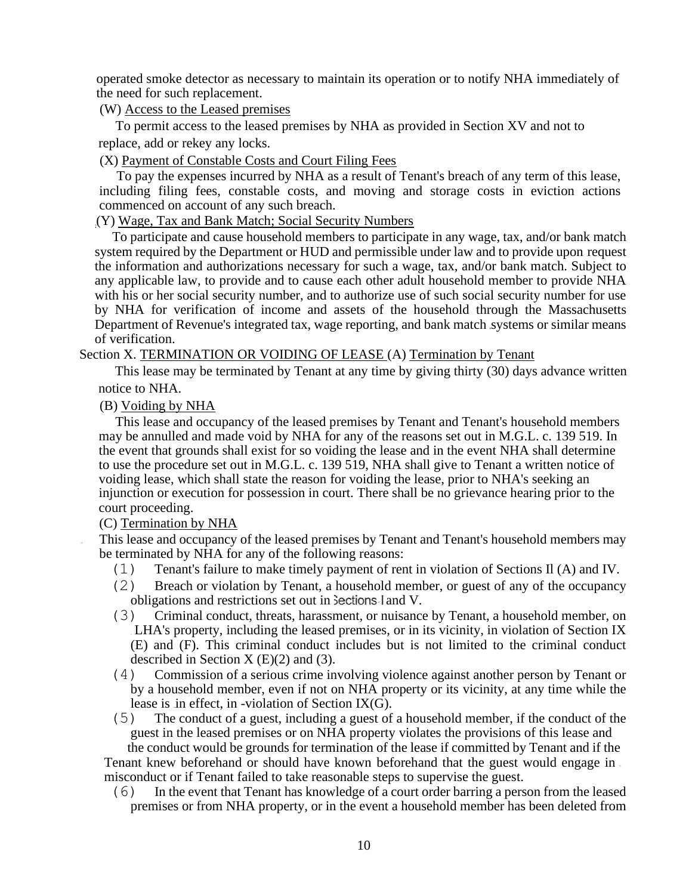operated smoke detector as necessary to maintain its operation or to notify NHA immediately of the need for such replacement.

(W) Access to the Leased premises

To permit access to the leased premises by NHA as provided in Section XV and not to replace, add or rekey any locks.

(X) Payment of Constable Costs and Court Filing Fees

To pay the expenses incurred by NHA as a result of Tenant's breach of any term of this lease, including filing fees, constable costs, and moving and storage costs in eviction actions commenced on account of any such breach.

(Y) Wage, Tax and Bank Match; Social Security Numbers

To participate and cause household members to participate in any wage, tax, and/or bank match system required by the Department or HUD and permissible under law and to provide upon request the information and authorizations necessary for such a wage, tax, and/or bank match. Subject to any applicable law, to provide and to cause each other adult household member to provide NHA with his or her social security number, and to authorize use of such social security number for use by NHA for verification of income and assets of the household through the Massachusetts Department of Revenue's integrated tax, wage reporting, and bank match systems or similar means of verification.

Section X. TERMINATION OR VOIDING OF LEASE (A) Termination by Tenant

This lease may be terminated by Tenant at any time by giving thirty (30) days advance written notice to NHA.

(B) Voiding by NHA

This lease and occupancy of the leased premises by Tenant and Tenant's household members may be annulled and made void by NHA for any of the reasons set out in M.G.L. c. 139 519. In the event that grounds shall exist for so voiding the lease and in the event NHA shall determine to use the procedure set out in M.G.L. c. 139 519, NHA shall give to Tenant a written notice of voiding lease, which shall state the reason for voiding the lease, prior to NHA's seeking an injunction or execution for possession in court. There shall be no grievance hearing prior to the court proceeding.

(C) Termination by NHA

This lease and occupancy of the leased premises by Tenant and Tenant's household members may be terminated by NHA for any of the following reasons:

(1) Tenant's failure to make timely payment of rent in violation of Sections Il (A) and IV.

(2) Breach or violation by Tenant, a household member, or guest of any of the occupancy obligations and restrictions set out in Sections I and V.

(3) Criminal conduct, threats, harassment, or nuisance by Tenant, a household member, on LHA's property, including the leased premises, or in its vicinity, in violation of Section IX (E) and (F). This criminal conduct includes but is not limited to the criminal conduct described in Section X (E)(2) and (3).

(4) Commission of a serious crime involving violence against another person by Tenant or by a household member, even if not on NHA property or its vicinity, at any time while the lease is in effect, in -violation of Section IX(G).

(5) The conduct of a guest, including a guest of a household member, if the conduct of the guest in the leased premises or on NHA property violates the provisions of this lease and the conduct would be grounds for termination of the lease if committed by Tenant and if the Tenant knew beforehand or should have known beforehand that the guest would engage in misconduct or if Tenant failed to take reasonable steps to supervise the guest.

(6) In the event that Tenant has knowledge of a court order barring a person from the leased premises or from NHA property, or in the event a household member has been deleted from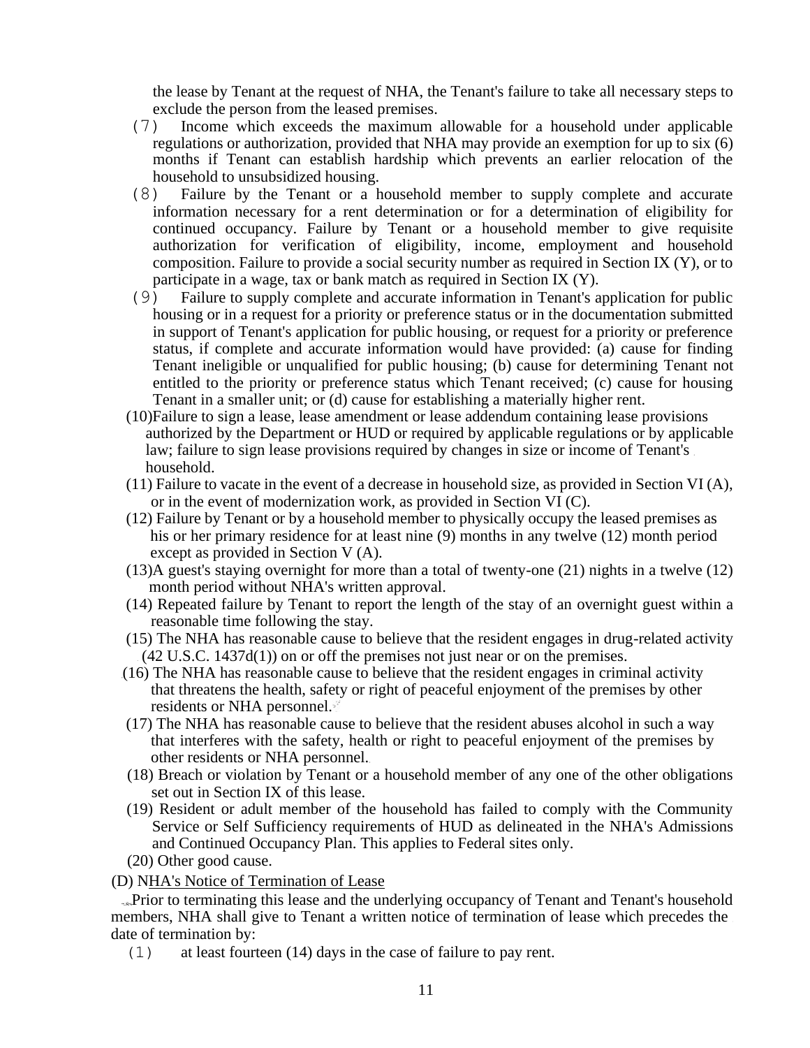the lease by Tenant at the request of NHA, the Tenant's failure to take all necessary steps to exclude the person from the leased premises.

(7) Income which exceeds the maximum allowable for a household under applicable regulations or authorization, provided that NHA may provide an exemption for up to six (6) months if Tenant can establish hardship which prevents an earlier relocation of the household to unsubsidized housing.

(8) Failure by the Tenant or a household member to supply complete and accurate information necessary for a rent determination or for a determination of eligibility for continued occupancy. Failure by Tenant or a household member to give requisite authorization for verification of eligibility, income, employment and household composition. Failure to provide a social security number as required in Section IX (Y), or to participate in a wage, tax or bank match as required in Section IX (Y).

(9) Failure to supply complete and accurate information in Tenant's application for public housing or in a request for a priority or preference status or in the documentation submitted in support of Tenant's application for public housing, or request for a priority or preference status, if complete and accurate information would have provided: (a) cause for finding Tenant ineligible or unqualified for public housing; (b) cause for determining Tenant not entitled to the priority or preference status which Tenant received; (c) cause for housing Tenant in a smaller unit; or (d) cause for establishing a materially higher rent.

(10) Failure to sign a lease, lease amendment or lease addendum containing lease provisions authorized by the Department or HUD or required by applicable regulations or by applicable law; failure to sign lease provisions required by changes in size or income of Tenant's household.

(11) Failure to vacate in the event of a decrease in household size, as provided in Section VI (A), or in the event of modernization work, as provided in Section VI (C).

(12) Failure by Tenant or by a household member to physically occupy the leased premises as his or her primary residence for at least nine (9) months in any twelve (12) month period except as provided in Section V (A).

(13) A guest's staying overnight for more than a total of twenty-one (21) nights in a twelve (12) month period without NHA's written approval.

(14) Repeated failure by Tenant to report the length of the stay of an overnight guest within a reasonable time following the stay.

(15) The NHA has reasonable cause to believe that the resident engages in drug-related activity (42 U.S.C. 1437d(1)) on or off the premises not just near or on the premises.

(16) The NHA has reasonable cause to believe that the resident engages in criminal activity that threatens the health, safety or right of peaceful enjoyment of the premises by other residents or NHA personnel.

(17) The NHA has reasonable cause to believe that the resident abuses alcohol in such a way that interferes with the safety, health or right to peaceful enjoyment of the premises by other residents or NHA personnel.

(18) Breach or violation by Tenant or a household member of any one of the other obligations set out in Section IX of this lease.

(19) Resident or adult member of the household has failed to comply with the Community Service or Self Sufficiency requirements of HUD as delineated in the NHA's Admissions and Continued Occupancy Plan. This applies to Federal sites only.

(20) Other good cause.

(D) NHA's Notice of Termination of Lease

Prior to terminating this lease and the underlying occupancy of Tenant and Tenant's household members, NHA shall give to Tenant a written notice of termination of lease which precedes the date of termination by:

(1) at least fourteen (14) days in the case of failure to pay rent.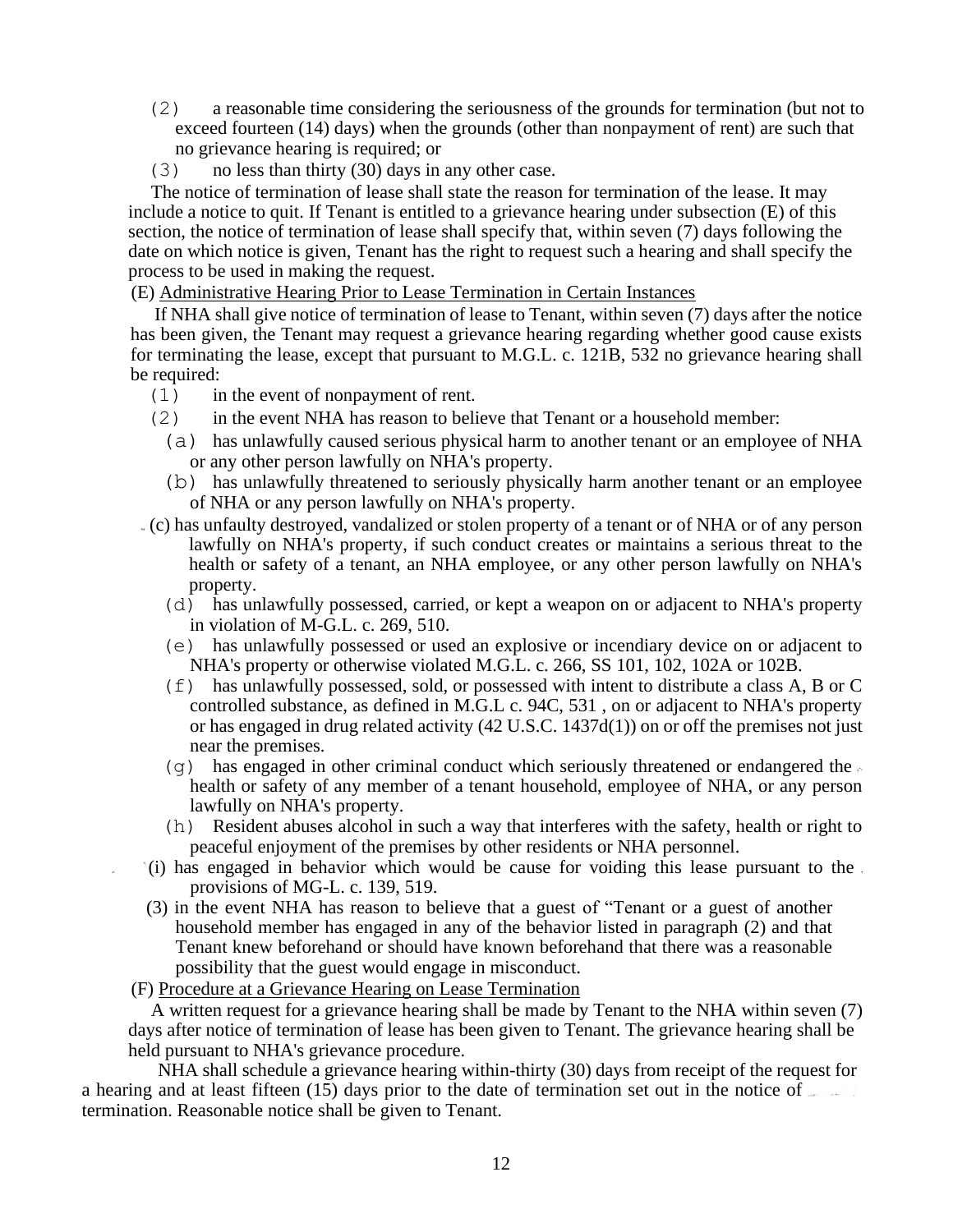(2) a reasonable time considering the seriousness of the grounds for termination (but not to exceed fourteen (14) days) when the grounds (other than nonpayment of rent) are such that no grievance hearing is required; or

(3) no less than thirty (30) days in any other case.

The notice of termination of lease shall state the reason for termination of the lease. It may include a notice to quit. If Tenant is entitled to a grievance hearing under subsection (E) of this section, the notice of termination of lease shall specify that, within seven (7) days following the date on which notice is given, Tenant has the right to request such a hearing and shall specify the process to be used in making the request.

(E) Administrative Hearing Prior to Lease Termination in Certain Instances

If NHA shall give notice of termination of lease to Tenant, within seven (7) days after the notice has been given, the Tenant may request a grievance hearing regarding whether good cause exists for terminating the lease, except that pursuant to M.G.L. c. 121B, 532 no grievance hearing shall be required:

(1) in the event of nonpayment of rent.

(2) in the event NHA has reason to believe that Tenant or a household member:

(a) has unlawfully caused serious physical harm to another tenant or an employee of NHA or any other person lawfully on NHA's property.

(b) has unlawfully threatened to seriously physically harm another tenant or an employee of NHA or any person lawfully on NHA's property.

(c) has unfaulty destroyed, vandalized or stolen property of a tenant or of NHA or of any person lawfully on NHA's property, if such conduct creates or maintains a serious threat to the health or safety of a tenant, an NHA employee, or any other person lawfully on NHA's property.

(d) has unlawfully possessed, carried, or kept a weapon on or adjacent to NHA's property in violation of M-G.L. c. 269, 510.

(e) has unlawfully possessed or used an explosive or incendiary device on or adjacent to NHA's property or otherwise violated M.G.L. c. 266, SS 101, 102, 102A or 102B.

(f) has unlawfully possessed, sold, or possessed with intent to distribute a class A, B or C controlled substance, as defined in M.G.L c. 94C, 531 , on or adjacent to NHA's property or has engaged in drug related activity (42 U.S.C. 1437d(1)) on or off the premises not just near the premises.

(g) has engaged in other criminal conduct which seriously threatened or endangered the health or safety of any member of a tenant household, employee of NHA, or any person lawfully on NHA's property.

(h) Resident abuses alcohol in such a way that interferes with the safety, health or right to peaceful enjoyment of the premises by other residents or NHA personnel.

(i) has engaged in behavior which would be cause for voiding this lease pursuant to the provisions of MG-L. c. 139, 519.

(3) in the event NHA has reason to believe that a guest of "Tenant or a guest of another household member has engaged in any of the behavior listed in paragraph (2) and that Tenant knew beforehand or should have known beforehand that there was a reasonable possibility that the guest would engage in misconduct.

(F) Procedure at a Grievance Hearing on Lease Termination

A written request for a grievance hearing shall be made by Tenant to the NHA within seven (7) days after notice of termination of lease has been given to Tenant. The grievance hearing shall be held pursuant to NHA's grievance procedure.

NHA shall schedule a grievance hearing within-thirty (30) days from receipt of the request for a hearing and at least fifteen (15) days prior to the date of termination set out in the notice of termination. Reasonable notice shall be given to Tenant.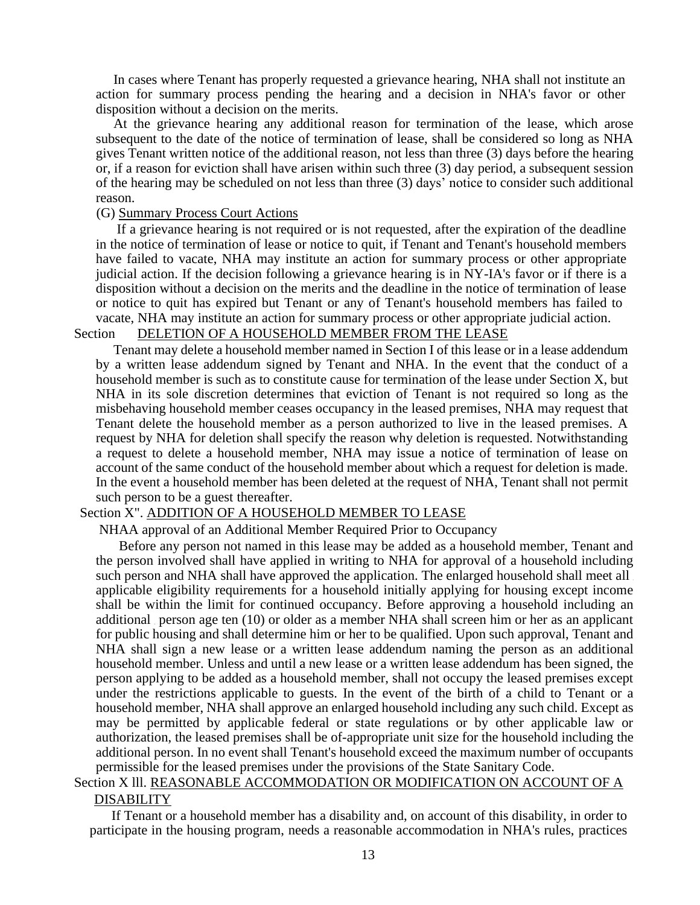In cases where Tenant has properly requested a grievance hearing, NHA shall not institute an action for summary process pending the hearing and a decision in NHA's favor or other disposition without a decision on the merits.

At the grievance hearing any additional reason for termination of the lease, which arose subsequent to the date of the notice of termination of lease, shall be considered so long as NHA gives Tenant written notice of the additional reason, not less than three (3) days before the hearing or, if a reason for eviction shall have arisen within such three (3) day period, a subsequent session of the hearing may be scheduled on not less than three (3) days' notice to consider such additional reason.

(G) Summary Process Court Actions

If a grievance hearing is not required or is not requested, after the expiration of the deadline in the notice of termination of lease or notice to quit, if Tenant and Tenant's household members have failed to vacate, NHA may institute an action for summary process or other appropriate judicial action. If the decision following a grievance hearing is in NY-IA's favor or if there is a disposition without a decision on the merits and the deadline in the notice of termination of lease or notice to quit has expired but Tenant or any of Tenant's household members has failed to vacate, NHA may institute an action for summary process or other appropriate judicial action.

## Section DELETION OF A HOUSEHOLD MEMBER FROM THE LEASE

Tenant may delete a household member named in Section I of this lease or in a lease addendum by a written lease addendum signed by Tenant and NHA. In the event that the conduct of a household member is such as to constitute cause for termination of the lease under Section X, but NHA in its sole discretion determines that eviction of Tenant is not required so long as the misbehaving household member ceases occupancy in the leased premises, NHA may request that Tenant delete the household member as a person authorized to live in the leased premises. A request by NHA for deletion shall specify the reason why deletion is requested. Notwithstanding a request to delete a household member, NHA may issue a notice of termination of lease on account of the same conduct of the household member about which a request for deletion is made. In the event a household member has been deleted at the request of NHA, Tenant shall not permit such person to be a guest thereafter.

## Section X". ADDITION OF A HOUSEHOLD MEMBER TO LEASE

NHAA approval of an Additional Member Required Prior to Occupancy

Before any person not named in this lease may be added as a household member, Tenant and the person involved shall have applied in writing to NHA for approval of a household including such person and NHA shall have approved the application. The enlarged household shall meet all applicable eligibility requirements for a household initially applying for housing except income shall be within the limit for continued occupancy. Before approving a household including an additional person age ten (10) or older as a member NHA shall screen him or her as an applicant for public housing and shall determine him or her to be qualified. Upon such approval, Tenant and NHA shall sign a new lease or a written lease addendum naming the person as an additional household member. Unless and until a new lease or a written lease addendum has been signed, the person applying to be added as a household member, shall not occupy the leased premises except under the restrictions applicable to guests. In the event of the birth of a child to Tenant or a household member, NHA shall approve an enlarged household including any such child. Except as may be permitted by applicable federal or state regulations or by other applicable law or authorization, the leased premises shall be of-appropriate unit size for the household including the additional person. In no event shall Tenant's household exceed the maximum number of occupants permissible for the leased premises under the provisions of the State Sanitary Code.

## Section X lll. REASONABLE ACCOMMODATION OR MODIFICATION ON ACCOUNT OF A DISABILITY

If Tenant or a household member has a disability and, on account of this disability, in order to participate in the housing program, needs a reasonable accommodation in NHA's rules, practices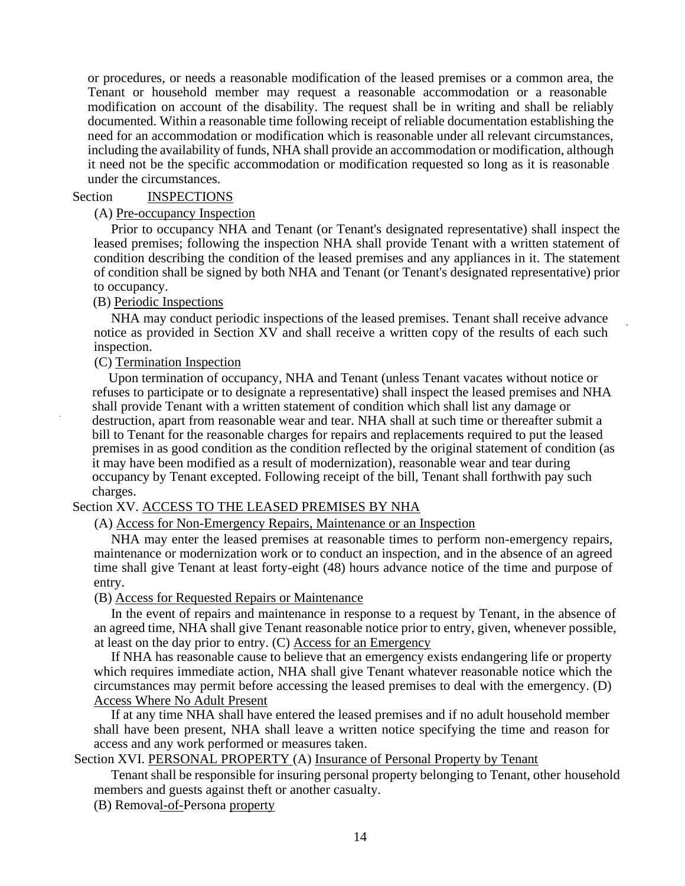or procedures, or needs a reasonable modification of the leased premises or a common area, the Tenant or household member may request a reasonable accommodation or a reasonable modification on account of the disability. The request shall be in writing and shall be reliably documented. Within a reasonable time following receipt of reliable documentation establishing the need for an accommodation or modification which is reasonable under all relevant circumstances, including the availability of funds, NHA shall provide an accommodation or modification, although it need not be the specific accommodation or modification requested so long as it is reasonable under the circumstances.

## Section INSPECTIONS

(A) Pre-occupancy Inspection

Prior to occupancy NHA and Tenant (or Tenant's designated representative) shall inspect the leased premises; following the inspection NHA shall provide Tenant with a written statement of condition describing the condition of the leased premises and any appliances in it. The statement of condition shall be signed by both NHA and Tenant (or Tenant's designated representative) prior to occupancy.

(B) Periodic Inspections

NHA may conduct periodic inspections of the leased premises. Tenant shall receive advance notice as provided in Section XV and shall receive a written copy of the results of each such inspection.

(C) Termination Inspection

Upon termination of occupancy, NHA and Tenant (unless Tenant vacates without notice or refuses to participate or to designate a representative) shall inspect the leased premises and NHA shall provide Tenant with a written statement of condition which shall list any damage or destruction, apart from reasonable wear and tear. NHA shall at such time or thereafter submit a bill to Tenant for the reasonable charges for repairs and replacements required to put the leased premises in as good condition as the condition reflected by the original statement of condition (as it may have been modified as a result of modernization), reasonable wear and tear during occupancy by Tenant excepted. Following receipt of the bill, Tenant shall forthwith pay such charges.

## Section XV. ACCESS TO THE LEASED PREMISES BY NHA

(A) Access for Non-Emergency Repairs, Maintenance or an Inspection

NHA may enter the leased premises at reasonable times to perform non-emergency repairs, maintenance or modernization work or to conduct an inspection, and in the absence of an agreed time shall give Tenant at least forty-eight (48) hours advance notice of the time and purpose of entry.

(B) Access for Requested Repairs or Maintenance

In the event of repairs and maintenance in response to a request by Tenant, in the absence of an agreed time, NHA shall give Tenant reasonable notice prior to entry, given, whenever possible, at least on the day prior to entry.

(C) Access for an Emergency

If NHA has reasonable cause to believe that an emergency exists endangering life or property which requires immediate action, NHA shall give Tenant whatever reasonable notice which the circumstances may permit before accessing the leased premises to deal with the emergency.

(D) Access Where No Adult Present

If at any time NHA shall have entered the leased premises and if no adult household member shall have been present, NHA shall leave a written notice specifying the time and reason for access and any work performed or measures taken.

## Section XVI. PERSONAL PROPERTY

(A) Insurance of Personal Property by Tenant

Tenant shall be responsible for insuring personal property belonging to Tenant, other household members and guests against theft or another casualty.

(B) Removal-of-Persona property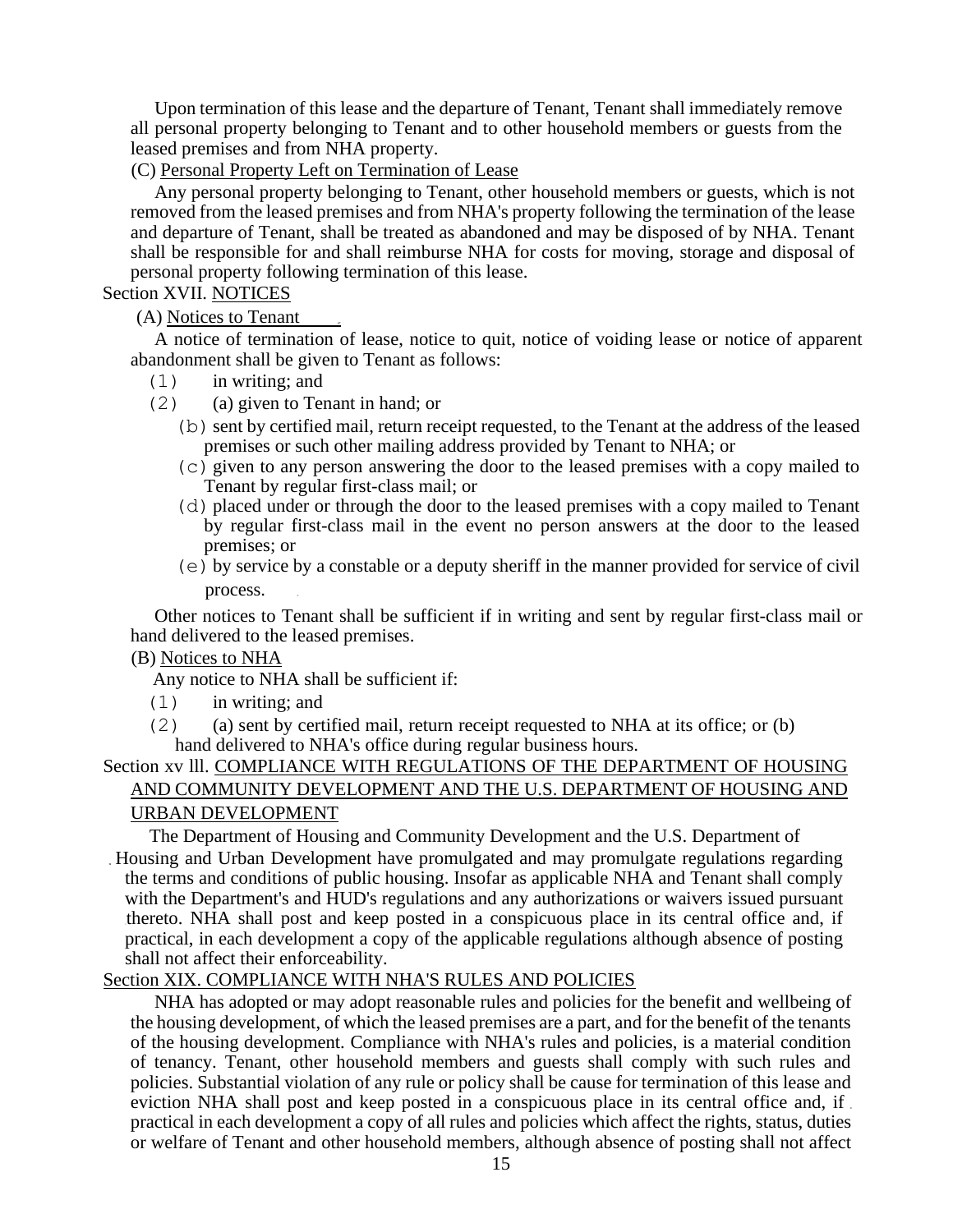Upon termination of this lease and the departure of Tenant, Tenant shall immediately remove all personal property belonging to Tenant and to other household members or guests from the leased premises and from NHA property.

(C) Personal Property Left on Termination of Lease

Any personal property belonging to Tenant, other household members or guests, which is not removed from the leased premises and from NHA's property following the termination of the lease and departure of Tenant, shall be treated as abandoned and may be disposed of by NHA. Tenant shall be responsible for and shall reimburse NHA for costs for moving, storage and disposal of personal property following termination of this lease.

Section XVII. NOTICES

(A) Notices to Tenant

A notice of termination of lease, notice to quit, notice of voiding lease or notice of apparent abandonment shall be given to Tenant as follows:

(1) in writing; and

(2) (a) given to Tenant in hand; or

(b) sent by certified mail, return receipt requested, to the Tenant at the address of the leased premises or such other mailing address provided by Tenant to NHA; or

(c) given to any person answering the door to the leased premises with a copy mailed to Tenant by regular first-class mail; or

(d) placed under or through the door to the leased premises with a copy mailed to Tenant by regular first-class mail in the event no person answers at the door to the leased premises; or

(e) by service by a constable or a deputy sheriff in the manner provided for service of civil process.

Other notices to Tenant shall be sufficient if in writing and sent by regular first-class mail or hand delivered to the leased premises.

(B) Notices to NHA

Any notice to NHA shall be sufficient if:

(1) in writing; and

(2) (a) sent by certified mail, return receipt requested to NHA at its office; or (b) hand delivered to NHA's office during regular business hours.

Section xv lll. COMPLIANCE WITH REGULATIONS OF THE DEPARTMENT OF HOUSING AND COMMUNITY DEVELOPMENT AND THE U.S. DEPARTMENT OF HOUSING AND URBAN DEVELOPMENT

The Department of Housing and Community Development and the U.S. Department of Housing and Urban Development have promulgated and may promulgate regulations regarding the terms and conditions of public housing. Insofar as applicable NHA and Tenant shall comply with the Department's and HUD's regulations and any authorizations or waivers issued pursuant thereto. NHA shall post and keep posted in a conspicuous place in its central office and, if practical, in each development a copy of the applicable regulations although absence of posting shall not affect their enforceability.

Section XIX. COMPLIANCE WITH NHA'S RULES AND POLICIES

NHA has adopted or may adopt reasonable rules and policies for the benefit and wellbeing of the housing development, of which the leased premises are a part, and for the benefit of the tenants of the housing development. Compliance with NHA's rules and policies, is a material condition of tenancy. Tenant, other household members and guests shall comply with such rules and policies. Substantial violation of any rule or policy shall be cause for termination of this lease and eviction NHA shall post and keep posted in a conspicuous place in its central office and, if practical in each development a copy of all rules and policies which affect the rights, status, duties or welfare of Tenant and other household members, although absence of posting shall not affect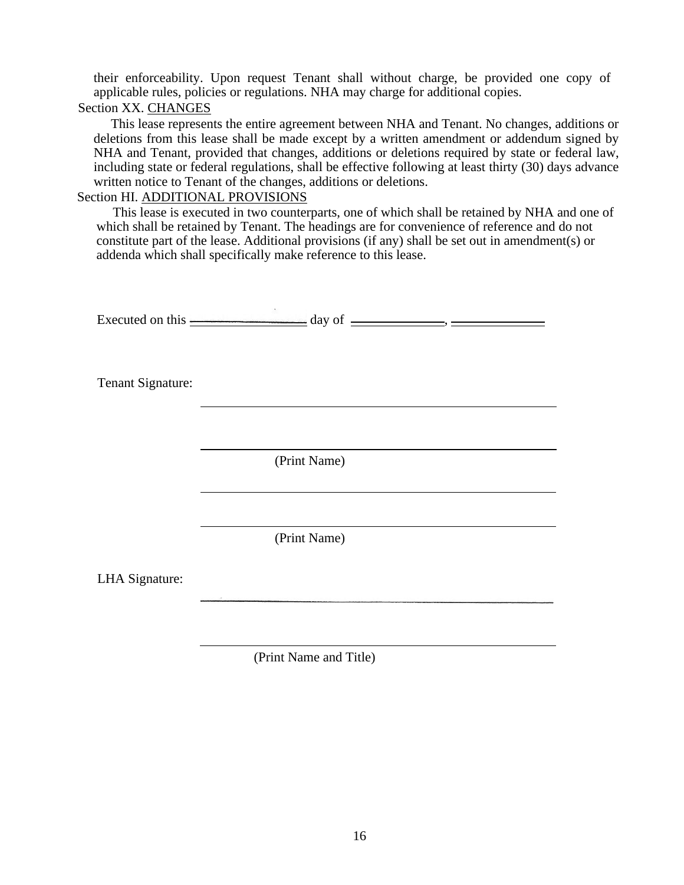their enforceability. Upon request Tenant shall without charge, be provided one copy of applicable rules, policies or regulations. NHA may charge for additional copies.

Section XX. <u>CHANGES</u>

This lease represents the entire agreement between NHA and Tenant. No changes, additions or deletions from this lease shall be made except by a written amendment or addendum signed by NHA and Tenant, provided that changes, additions or deletions required by state or federal law, including state or federal regulations, shall be effective following at least thirty (30) days advance written notice to Tenant of the changes, additions or deletions.

Section HI. <u>ADDITIONAL PROVISIONS</u>

This lease is executed in two counterparts, one of which shall be retained by NHA and one of which shall be retained by Tenant. The headings are for convenience of reference and do not constitute part of the lease. Additional provisions (if any) shall be set out in amendment(s) or addenda which shall specifically make reference to this lease.

Executed on this ________________ day of ______________, ______________

Tenant Signature:

______________________________________________

______________________________________________
(Print Name)

______________________________________________

______________________________________________
(Print Name)

LHA Signature:

______________________________________________

______________________________________________
(Print Name and Title)